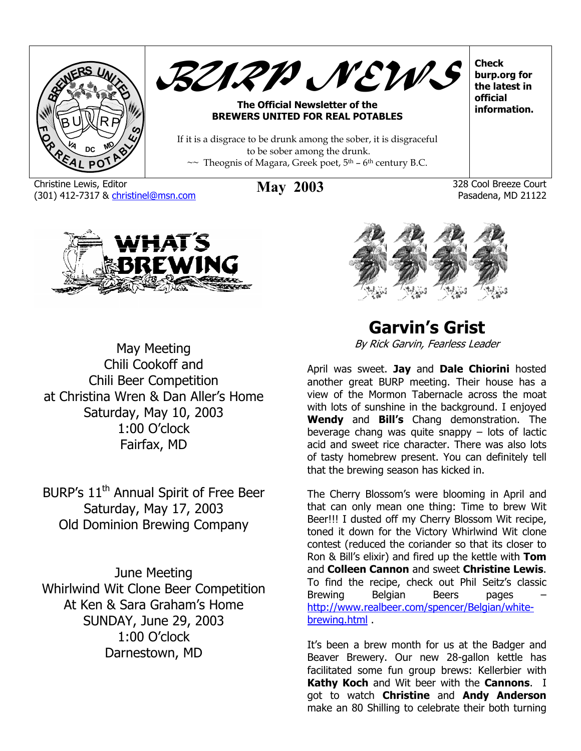# BURP NEWS

**The Official Newsletter of the BREWERS UNITED FOR REAL POTABLES**

If it is a disgrace to be drunk among the sober, it is disgraceful to be sober among the drunk.
~~ Theognis of Magara, Greek poet, 5th – 6th century B.C.

**Check burp.org for the latest in official information.**

Christine Lewis, Editor
(301) 412-7317 & christinel@msn.com

**May 2003**

328 Cool Breeze Court
Pasadena, MD 21122

## WHAT'S BREWING

May Meeting
Chili Cookoff and
Chili Beer Competition
at Christina Wren & Dan Aller's Home
Saturday, May 10, 2003
1:00 O'clock
Fairfax, MD

BURP's 11th Annual Spirit of Free Beer
Saturday, May 17, 2003
Old Dominion Brewing Company

June Meeting
Whirlwind Wit Clone Beer Competition
At Ken & Sara Graham's Home
SUNDAY, June 29, 2003
1:00 O'clock
Darnestown, MD

## Garvin's Grist

*By Rick Garvin, Fearless Leader*

April was sweet. **Jay** and **Dale Chiorini** hosted another great BURP meeting. Their house has a view of the Mormon Tabernacle across the moat with lots of sunshine in the background. I enjoyed **Wendy** and **Bill's** Chang demonstration. The beverage chang was quite snappy – lots of lactic acid and sweet rice character. There was also lots of tasty homebrew present. You can definitely tell that the brewing season has kicked in.

The Cherry Blossom's were blooming in April and that can only mean one thing: Time to brew Wit Beer!!! I dusted off my Cherry Blossom Wit recipe, toned it down for the Victory Whirlwind Wit clone contest (reduced the coriander so that its closer to Ron & Bill's elixir) and fired up the kettle with **Tom** and **Colleen Cannon** and sweet **Christine Lewis**. To find the recipe, check out Phil Seitz's classic Brewing Belgian Beers pages – http://www.realbeer.com/spencer/Belgian/white-brewing.html .

It's been a brew month for us at the Badger and Beaver Brewery. Our new 28-gallon kettle has facilitated some fun group brews: Kellerbier with **Kathy Koch** and Wit beer with the **Cannons**. I got to watch **Christine** and **Andy Anderson** make an 80 Shilling to celebrate their both turning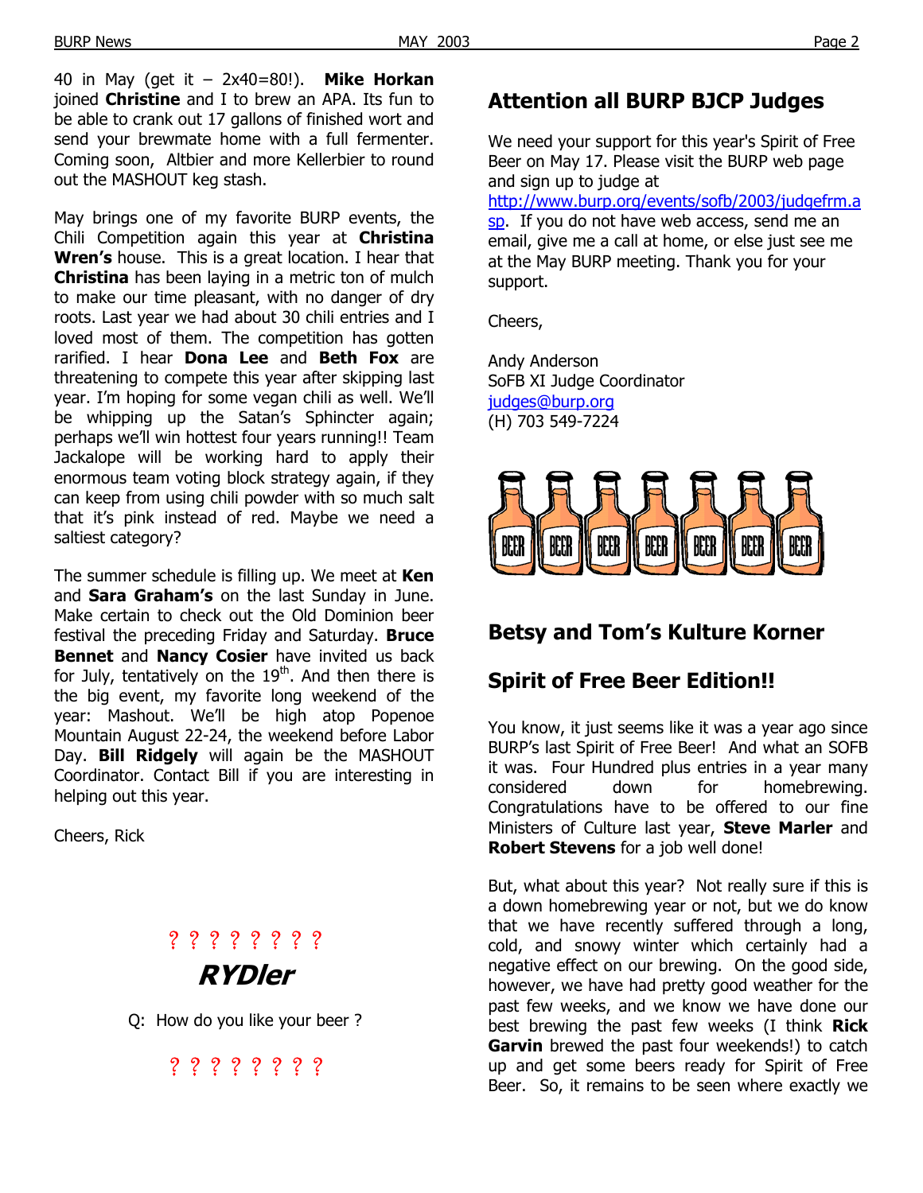40 in May (get it – 2x40=80!). **Mike Horkan** joined **Christine** and I to brew an APA. Its fun to be able to crank out 17 gallons of finished wort and send your brewmate home with a full fermenter. Coming soon, Altbier and more Kellerbier to round out the MASHOUT keg stash.

May brings one of my favorite BURP events, the Chili Competition again this year at **Christina Wren's** house. This is a great location. I hear that **Christina** has been laying in a metric ton of mulch to make our time pleasant, with no danger of dry roots. Last year we had about 30 chili entries and I loved most of them. The competition has gotten rarified. I hear **Dona Lee** and **Beth Fox** are threatening to compete this year after skipping last year. I'm hoping for some vegan chili as well. We'll be whipping up the Satan's Sphincter again; perhaps we'll win hottest four years running!! Team Jackalope will be working hard to apply their enormous team voting block strategy again, if they can keep from using chili powder with so much salt that it's pink instead of red. Maybe we need a saltiest category?

The summer schedule is filling up. We meet at **Ken** and **Sara Graham's** on the last Sunday in June. Make certain to check out the Old Dominion beer festival the preceding Friday and Saturday. **Bruce Bennet** and **Nancy Cosier** have invited us back for July, tentatively on the 19th. And then there is the big event, my favorite long weekend of the year: Mashout. We'll be high atop Popenoe Mountain August 22-24, the weekend before Labor Day. **Bill Ridgely** will again be the MASHOUT Coordinator. Contact Bill if you are interesting in helping out this year.

Cheers, Rick

? ? ? ? ? ? ? ?

## *RYDler*

Q: How do you like your beer ?

? ? ? ? ? ? ? ?

## Attention all BURP BJCP Judges

We need your support for this year's Spirit of Free Beer on May 17. Please visit the BURP web page and sign up to judge at http://www.burp.org/events/sofb/2003/judgefrm.asp. If you do not have web access, send me an email, give me a call at home, or else just see me at the May BURP meeting. Thank you for your support.

Cheers,

Andy Anderson
SoFB XI Judge Coordinator
judges@burp.org
(H) 703 549-7224

## Betsy and Tom's Kulture Korner

## Spirit of Free Beer Edition!!

You know, it just seems like it was a year ago since BURP's last Spirit of Free Beer! And what an SOFB it was. Four Hundred plus entries in a year many considered down for homebrewing. Congratulations have to be offered to our fine Ministers of Culture last year, **Steve Marler** and **Robert Stevens** for a job well done!

But, what about this year? Not really sure if this is a down homebrewing year or not, but we do know that we have recently suffered through a long, cold, and snowy winter which certainly had a negative effect on our brewing. On the good side, however, we have had pretty good weather for the past few weeks, and we know we have done our best brewing the past few weeks (I think **Rick Garvin** brewed the past four weekends!) to catch up and get some beers ready for Spirit of Free Beer. So, it remains to be seen where exactly we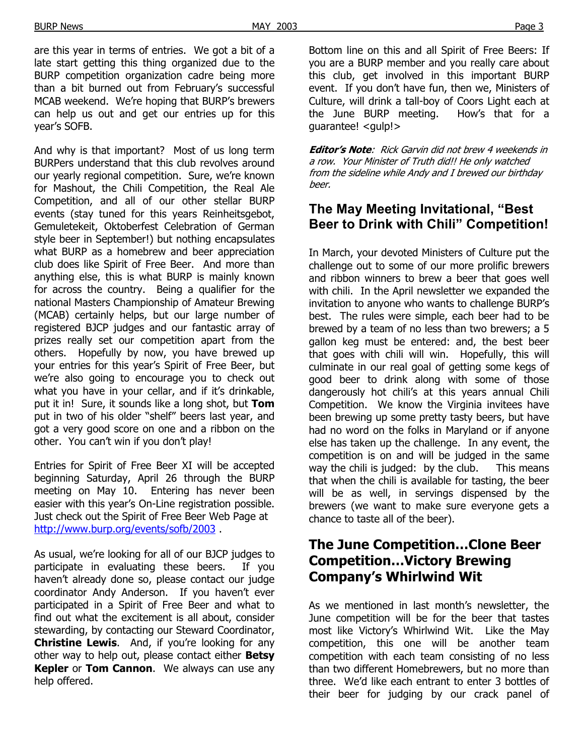are this year in terms of entries. We got a bit of a late start getting this thing organized due to the BURP competition organization cadre being more than a bit burned out from February's successful MCAB weekend. We're hoping that BURP's brewers can help us out and get our entries up for this year's SOFB.

And why is that important? Most of us long term BURPers understand that this club revolves around our yearly regional competition. Sure, we're known for Mashout, the Chili Competition, the Real Ale Competition, and all of our other stellar BURP events (stay tuned for this years Reinheitsgebot, Gemuletekeit, Oktoberfest Celebration of German style beer in September!) but nothing encapsulates what BURP as a homebrew and beer appreciation club does like Spirit of Free Beer. And more than anything else, this is what BURP is mainly known for across the country. Being a qualifier for the national Masters Championship of Amateur Brewing (MCAB) certainly helps, but our large number of registered BJCP judges and our fantastic array of prizes really set our competition apart from the others. Hopefully by now, you have brewed up your entries for this year's Spirit of Free Beer, but we're also going to encourage you to check out what you have in your cellar, and if it's drinkable, put it in! Sure, it sounds like a long shot, but **Tom** put in two of his older "shelf" beers last year, and got a very good score on one and a ribbon on the other. You can't win if you don't play!

Entries for Spirit of Free Beer XI will be accepted beginning Saturday, April 26 through the BURP meeting on May 10. Entering has never been easier with this year's On-Line registration possible. Just check out the Spirit of Free Beer Web Page at http://www.burp.org/events/sofb/2003 .

As usual, we're looking for all of our BJCP judges to participate in evaluating these beers. If you haven't already done so, please contact our judge coordinator Andy Anderson. If you haven't ever participated in a Spirit of Free Beer and what to find out what the excitement is all about, consider stewarding, by contacting our Steward Coordinator, **Christine Lewis**. And, if you're looking for any other way to help out, please contact either **Betsy Kepler** or **Tom Cannon**. We always can use any help offered.

Bottom line on this and all Spirit of Free Beers: If you are a BURP member and you really care about this club, get involved in this important BURP event. If you don't have fun, then we, Ministers of Culture, will drink a tall-boy of Coors Light each at the June BURP meeting. How's that for a guarantee! <gulp!>

***Editor's Note**: Rick Garvin did not brew 4 weekends in a row. Your Minister of Truth did!! He only watched from the sideline while Andy and I brewed our birthday beer.*

## The May Meeting Invitational, "Best Beer to Drink with Chili" Competition!

In March, your devoted Ministers of Culture put the challenge out to some of our more prolific brewers and ribbon winners to brew a beer that goes well with chili. In the April newsletter we expanded the invitation to anyone who wants to challenge BURP's best. The rules were simple, each beer had to be brewed by a team of no less than two brewers; a 5 gallon keg must be entered: and, the best beer that goes with chili will win. Hopefully, this will culminate in our real goal of getting some kegs of good beer to drink along with some of those dangerously hot chili's at this years annual Chili Competition. We know the Virginia invitees have been brewing up some pretty tasty beers, but have had no word on the folks in Maryland or if anyone else has taken up the challenge. In any event, the competition is on and will be judged in the same way the chili is judged: by the club. This means that when the chili is available for tasting, the beer will be as well, in servings dispensed by the brewers (we want to make sure everyone gets a chance to taste all of the beer).

## The June Competition…Clone Beer Competition…Victory Brewing Company's Whirlwind Wit

As we mentioned in last month's newsletter, the June competition will be for the beer that tastes most like Victory's Whirlwind Wit. Like the May competition, this one will be another team competition with each team consisting of no less than two different Homebrewers, but no more than three. We'd like each entrant to enter 3 bottles of their beer for judging by our crack panel of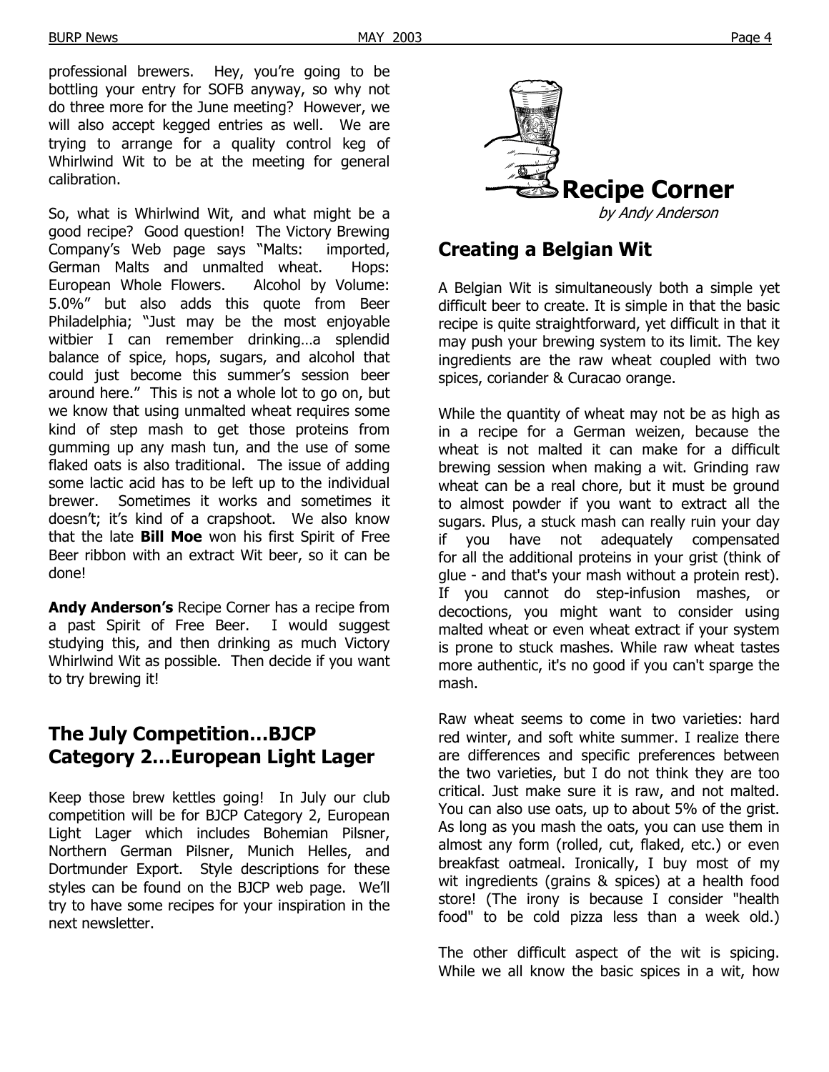professional brewers. Hey, you're going to be bottling your entry for SOFB anyway, so why not do three more for the June meeting? However, we will also accept kegged entries as well. We are trying to arrange for a quality control keg of Whirlwind Wit to be at the meeting for general calibration.

So, what is Whirlwind Wit, and what might be a good recipe? Good question! The Victory Brewing Company's Web page says "Malts: imported, German Malts and unmalted wheat. Hops: European Whole Flowers. Alcohol by Volume: 5.0%" but also adds this quote from Beer Philadelphia; "Just may be the most enjoyable witbier I can remember drinking…a splendid balance of spice, hops, sugars, and alcohol that could just become this summer's session beer around here." This is not a whole lot to go on, but we know that using unmalted wheat requires some kind of step mash to get those proteins from gumming up any mash tun, and the use of some flaked oats is also traditional. The issue of adding some lactic acid has to be left up to the individual brewer. Sometimes it works and sometimes it doesn't; it's kind of a crapshoot. We also know that the late **Bill Moe** won his first Spirit of Free Beer ribbon with an extract Wit beer, so it can be done!

**Andy Anderson's** Recipe Corner has a recipe from a past Spirit of Free Beer. I would suggest studying this, and then drinking as much Victory Whirlwind Wit as possible. Then decide if you want to try brewing it!

## The July Competition…BJCP Category 2…European Light Lager

Keep those brew kettles going! In July our club competition will be for BJCP Category 2, European Light Lager which includes Bohemian Pilsner, Northern German Pilsner, Munich Helles, and Dortmunder Export. Style descriptions for these styles can be found on the BJCP web page. We'll try to have some recipes for your inspiration in the next newsletter.

# Recipe Corner

*by Andy Anderson*

## Creating a Belgian Wit

A Belgian Wit is simultaneously both a simple yet difficult beer to create. It is simple in that the basic recipe is quite straightforward, yet difficult in that it may push your brewing system to its limit. The key ingredients are the raw wheat coupled with two spices, coriander & Curacao orange.

While the quantity of wheat may not be as high as in a recipe for a German weizen, because the wheat is not malted it can make for a difficult brewing session when making a wit. Grinding raw wheat can be a real chore, but it must be ground to almost powder if you want to extract all the sugars. Plus, a stuck mash can really ruin your day if you have not adequately compensated for all the additional proteins in your grist (think of glue - and that's your mash without a protein rest). If you cannot do step-infusion mashes, or decoctions, you might want to consider using malted wheat or even wheat extract if your system is prone to stuck mashes. While raw wheat tastes more authentic, it's no good if you can't sparge the mash.

Raw wheat seems to come in two varieties: hard red winter, and soft white summer. I realize there are differences and specific preferences between the two varieties, but I do not think they are too critical. Just make sure it is raw, and not malted. You can also use oats, up to about 5% of the grist. As long as you mash the oats, you can use them in almost any form (rolled, cut, flaked, etc.) or even breakfast oatmeal. Ironically, I buy most of my wit ingredients (grains & spices) at a health food store! (The irony is because I consider "health food" to be cold pizza less than a week old.)

The other difficult aspect of the wit is spicing. While we all know the basic spices in a wit, how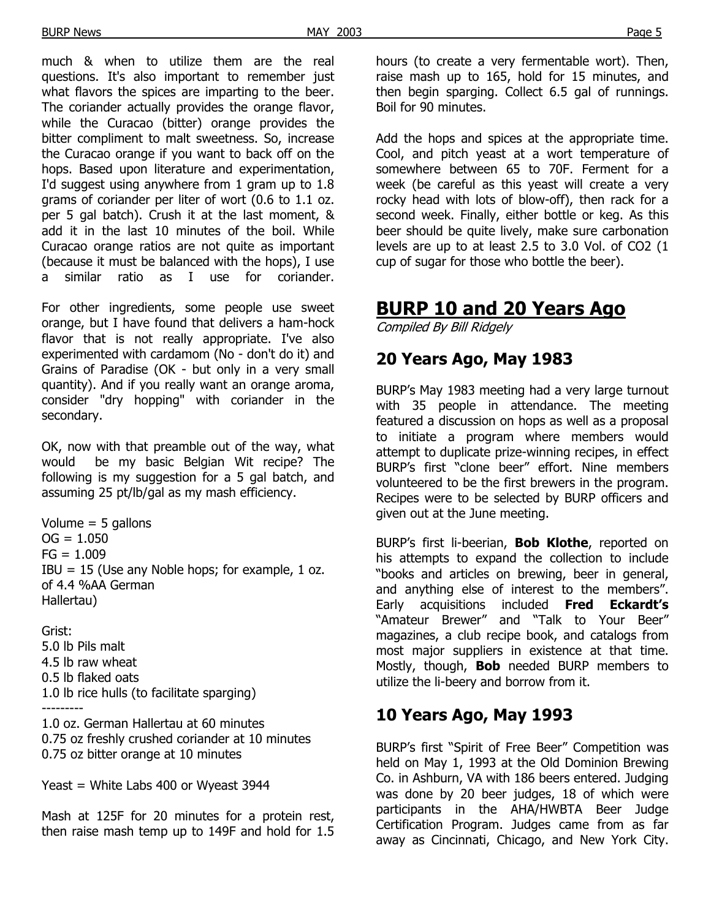much & when to utilize them are the real questions. It's also important to remember just what flavors the spices are imparting to the beer. The coriander actually provides the orange flavor, while the Curacao (bitter) orange provides the bitter compliment to malt sweetness. So, increase the Curacao orange if you want to back off on the hops. Based upon literature and experimentation, I'd suggest using anywhere from 1 gram up to 1.8 grams of coriander per liter of wort (0.6 to 1.1 oz. per 5 gal batch). Crush it at the last moment, & add it in the last 10 minutes of the boil. While Curacao orange ratios are not quite as important (because it must be balanced with the hops), I use a similar ratio as I use for coriander.

For other ingredients, some people use sweet orange, but I have found that delivers a ham-hock flavor that is not really appropriate. I've also experimented with cardamom (No - don't do it) and Grains of Paradise (OK - but only in a very small quantity). And if you really want an orange aroma, consider "dry hopping" with coriander in the secondary.

OK, now with that preamble out of the way, what would be my basic Belgian Wit recipe? The following is my suggestion for a 5 gal batch, and assuming 25 pt/lb/gal as my mash efficiency.

Volume = 5 gallons
OG = 1.050
FG = 1.009
IBU = 15 (Use any Noble hops; for example, 1 oz. of 4.4 %AA German Hallertau)

Grist:
5.0 lb Pils malt
4.5 lb raw wheat
0.5 lb flaked oats
1.0 lb rice hulls (to facilitate sparging)

---------

1.0 oz. German Hallertau at 60 minutes
0.75 oz freshly crushed coriander at 10 minutes
0.75 oz bitter orange at 10 minutes

Yeast = White Labs 400 or Wyeast 3944

Mash at 125F for 20 minutes for a protein rest, then raise mash temp up to 149F and hold for 1.5 hours (to create a very fermentable wort). Then, raise mash up to 165, hold for 15 minutes, and then begin sparging. Collect 6.5 gal of runnings. Boil for 90 minutes.

Add the hops and spices at the appropriate time. Cool, and pitch yeast at a wort temperature of somewhere between 65 to 70F. Ferment for a week (be careful as this yeast will create a very rocky head with lots of blow-off), then rack for a second week. Finally, either bottle or keg. As this beer should be quite lively, make sure carbonation levels are up to at least 2.5 to 3.0 Vol. of $CO_2$ (1 cup of sugar for those who bottle the beer).

# BURP 10 and 20 Years Ago

*Compiled By Bill Ridgely*

## 20 Years Ago, May 1983

BURP's May 1983 meeting had a very large turnout with 35 people in attendance. The meeting featured a discussion on hops as well as a proposal to initiate a program where members would attempt to duplicate prize-winning recipes, in effect BURP's first "clone beer" effort. Nine members volunteered to be the first brewers in the program. Recipes were to be selected by BURP officers and given out at the June meeting.

BURP's first li-beerian, **Bob Klothe**, reported on his attempts to expand the collection to include "books and articles on brewing, beer in general, and anything else of interest to the members". Early acquisitions included **Fred Eckardt's** "Amateur Brewer" and "Talk to Your Beer" magazines, a club recipe book, and catalogs from most major suppliers in existence at that time. Mostly, though, **Bob** needed BURP members to utilize the li-beery and borrow from it.

## 10 Years Ago, May 1993

BURP's first "Spirit of Free Beer" Competition was held on May 1, 1993 at the Old Dominion Brewing Co. in Ashburn, VA with 186 beers entered. Judging was done by 20 beer judges, 18 of which were participants in the AHA/HWBTA Beer Judge Certification Program. Judges came from as far away as Cincinnati, Chicago, and New York City.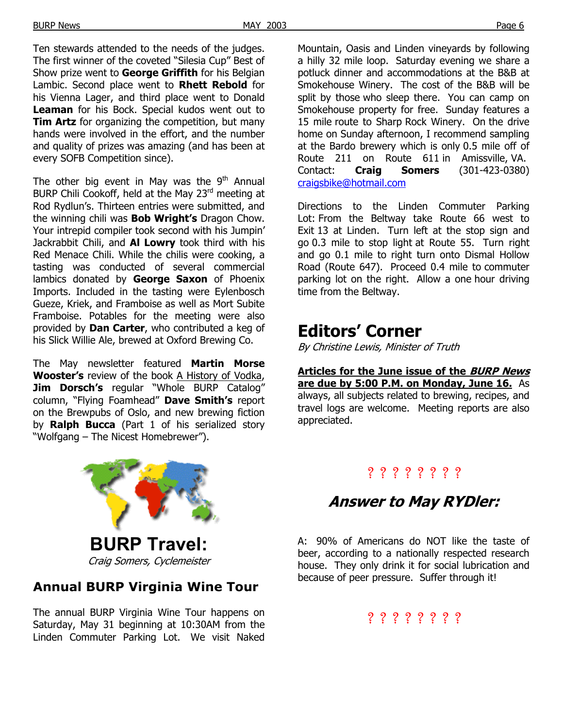Ten stewards attended to the needs of the judges. The first winner of the coveted "Silesia Cup" Best of Show prize went to **George Griffith** for his Belgian Lambic. Second place went to **Rhett Rebold** for his Vienna Lager, and third place went to Donald **Leaman** for his Bock. Special kudos went out to **Tim Artz** for organizing the competition, but many hands were involved in the effort, and the number and quality of prizes was amazing (and has been at every SOFB Competition since).

The other big event in May was the 9th Annual BURP Chili Cookoff, held at the May 23rd meeting at Rod Rydlun's. Thirteen entries were submitted, and the winning chili was **Bob Wright's** Dragon Chow. Your intrepid compiler took second with his Jumpin' Jackrabbit Chili, and **Al Lowry** took third with his Red Menace Chili. While the chilis were cooking, a tasting was conducted of several commercial lambics donated by **George Saxon** of Phoenix Imports. Included in the tasting were Eylenbosch Gueze, Kriek, and Framboise as well as Mort Subite Framboise. Potables for the meeting were also provided by **Dan Carter**, who contributed a keg of his Slick Willie Ale, brewed at Oxford Brewing Co.

The May newsletter featured **Martin Morse Wooster's** review of the book A History of Vodka, **Jim Dorsch's** regular "Whole BURP Catalog" column, "Flying Foamhead" **Dave Smith's** report on the Brewpubs of Oslo, and new brewing fiction by **Ralph Bucca** (Part 1 of his serialized story "Wolfgang – The Nicest Homebrewer").

# BURP Travel:

*Craig Somers, Cyclemeister*

## Annual BURP Virginia Wine Tour

The annual BURP Virginia Wine Tour happens on Saturday, May 31 beginning at 10:30AM from the Linden Commuter Parking Lot. We visit Naked Mountain, Oasis and Linden vineyards by following a hilly 32 mile loop. Saturday evening we share a potluck dinner and accommodations at the B&B at Smokehouse Winery. The cost of the B&B will be split by those who sleep there. You can camp on Smokehouse property for free. Sunday features a 15 mile route to Sharp Rock Winery. On the drive home on Sunday afternoon, I recommend sampling at the Bardo brewery which is only 0.5 mile off of Route 211 on Route 611 in Amissville, VA. Contact: **Craig Somers** (301-423-0380) craigsbike@hotmail.com

Directions to the Linden Commuter Parking Lot: From the Beltway take Route 66 west to Exit 13 at Linden. Turn left at the stop sign and go 0.3 mile to stop light at Route 55. Turn right and go 0.1 mile to right turn onto Dismal Hollow Road (Route 647). Proceed 0.4 mile to commuter parking lot on the right. Allow a one hour driving time from the Beltway.

# Editors' Corner

*By Christine Lewis, Minister of Truth*

**Articles for the June issue of the *BURP News* are due by 5:00 P.M. on Monday, June 16.** As always, all subjects related to brewing, recipes, and travel logs are welcome. Meeting reports are also appreciated.

? ? ? ? ? ? ? ?

## *Answer to May RYDler:*

A: 90% of Americans do NOT like the taste of beer, according to a nationally respected research house. They only drink it for social lubrication and because of peer pressure. Suffer through it!

? ? ? ? ? ? ? ?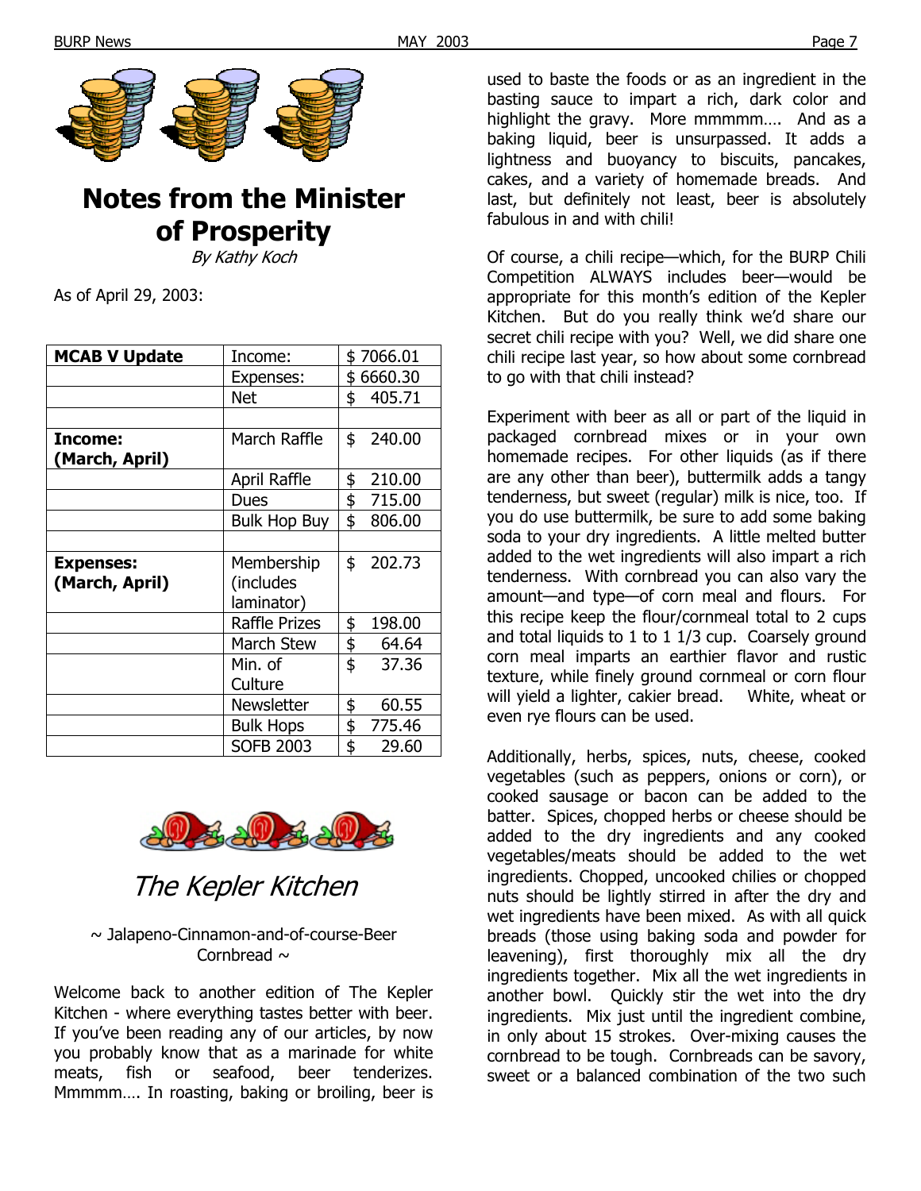# Notes from the Minister of Prosperity

*By Kathy Koch*

As of April 29, 2003:

| **MCAB V Update** | Income: | $ 7066.01 |
|---|---|---|
| | Expenses: | $ 6660.30 |
| | Net | $ 405.71 |
| | | |
| **Income: (March, April)** | March Raffle | $ 240.00 |
| | April Raffle | $ 210.00 |
| | Dues | $ 715.00 |
| | Bulk Hop Buy | $ 806.00 |
| | | |
| **Expenses: (March, April)** | Membership (includes laminator) | $ 202.73 |
| | Raffle Prizes | $ 198.00 |
| | March Stew | $ 64.64 |
| | Min. of Culture | $ 37.36 |
| | Newsletter | $ 60.55 |
| | Bulk Hops | $ 775.46 |
| | SOFB 2003 | $ 29.60 |

# *The Kepler Kitchen*

~ Jalapeno-Cinnamon-and-of-course-Beer Cornbread ~

Welcome back to another edition of The Kepler Kitchen - where everything tastes better with beer. If you've been reading any of our articles, by now you probably know that as a marinade for white meats, fish or seafood, beer tenderizes. Mmmmm…. In roasting, baking or broiling, beer is used to baste the foods or as an ingredient in the basting sauce to impart a rich, dark color and highlight the gravy. More mmmmm…. And as a baking liquid, beer is unsurpassed. It adds a lightness and buoyancy to biscuits, pancakes, cakes, and a variety of homemade breads. And last, but definitely not least, beer is absolutely fabulous in and with chili!

Of course, a chili recipe—which, for the BURP Chili Competition ALWAYS includes beer—would be appropriate for this month's edition of the Kepler Kitchen. But do you really think we'd share our secret chili recipe with you? Well, we did share one chili recipe last year, so how about some cornbread to go with that chili instead?

Experiment with beer as all or part of the liquid in packaged cornbread mixes or in your own homemade recipes. For other liquids (as if there are any other than beer), buttermilk adds a tangy tenderness, but sweet (regular) milk is nice, too. If you do use buttermilk, be sure to add some baking soda to your dry ingredients. A little melted butter added to the wet ingredients will also impart a rich tenderness. With cornbread you can also vary the amount—and type—of corn meal and flours. For this recipe keep the flour/cornmeal total to 2 cups and total liquids to 1 to 1 1/3 cup. Coarsely ground corn meal imparts an earthier flavor and rustic texture, while finely ground cornmeal or corn flour will yield a lighter, cakier bread. White, wheat or even rye flours can be used.

Additionally, herbs, spices, nuts, cheese, cooked vegetables (such as peppers, onions or corn), or cooked sausage or bacon can be added to the batter. Spices, chopped herbs or cheese should be added to the dry ingredients and any cooked vegetables/meats should be added to the wet ingredients. Chopped, uncooked chilies or chopped nuts should be lightly stirred in after the dry and wet ingredients have been mixed. As with all quick breads (those using baking soda and powder for leavening), first thoroughly mix all the dry ingredients together. Mix all the wet ingredients in another bowl. Quickly stir the wet into the dry ingredients. Mix just until the ingredient combine, in only about 15 strokes. Over-mixing causes the cornbread to be tough. Cornbreads can be savory, sweet or a balanced combination of the two such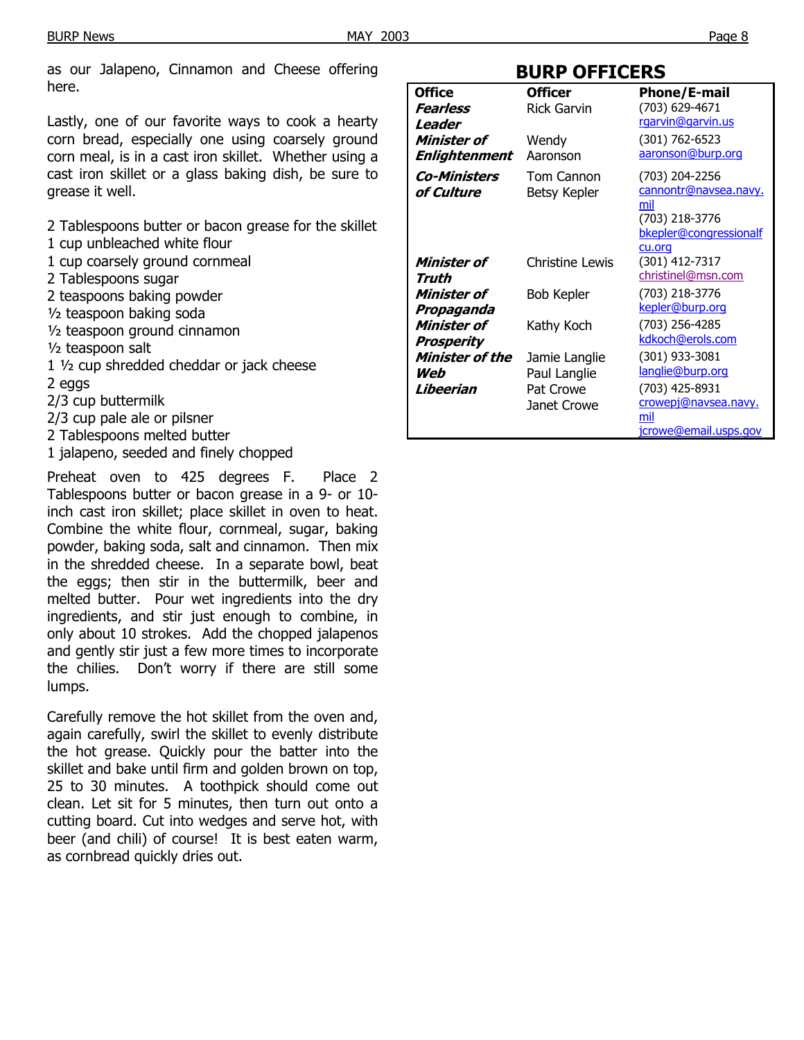as our Jalapeno, Cinnamon and Cheese offering here.

Lastly, one of our favorite ways to cook a hearty corn bread, especially one using coarsely ground corn meal, is in a cast iron skillet. Whether using a cast iron skillet or a glass baking dish, be sure to grease it well.

2 Tablespoons butter or bacon grease for the skillet
1 cup unbleached white flour
1 cup coarsely ground cornmeal
2 Tablespoons sugar
2 teaspoons baking powder
½ teaspoon baking soda
½ teaspoon ground cinnamon
½ teaspoon salt
1 ½ cup shredded cheddar or jack cheese
2 eggs
2/3 cup buttermilk
2/3 cup pale ale or pilsner
2 Tablespoons melted butter
1 jalapeno, seeded and finely chopped

Preheat oven to 425 degrees F. Place 2 Tablespoons butter or bacon grease in a 9- or 10-inch cast iron skillet; place skillet in oven to heat. Combine the white flour, cornmeal, sugar, baking powder, baking soda, salt and cinnamon. Then mix in the shredded cheese. In a separate bowl, beat the eggs; then stir in the buttermilk, beer and melted butter. Pour wet ingredients into the dry ingredients, and stir just enough to combine, in only about 10 strokes. Add the chopped jalapenos and gently stir just a few more times to incorporate the chilies. Don't worry if there are still some lumps.

Carefully remove the hot skillet from the oven and, again carefully, swirl the skillet to evenly distribute the hot grease. Quickly pour the batter into the skillet and bake until firm and golden brown on top, 25 to 30 minutes. A toothpick should come out clean. Let sit for 5 minutes, then turn out onto a cutting board. Cut into wedges and serve hot, with beer (and chili) of course! It is best eaten warm, as cornbread quickly dries out.

## BURP OFFICERS

| Office | Officer | Phone/E-mail |
|---|---|---|
| ***Fearless Leader*** | Rick Garvin | (703) 629-4671 rgarvin@garvin.us |
| ***Minister of Enlightenment*** | Wendy Aaronson | (301) 762-6523 aaronson@burp.org |
| ***Co-Ministers of Culture*** | Tom Cannon<br>Betsy Kepler | (703) 204-2256 cannontr@navsea.navy.mil<br>(703) 218-3776 bkepler@congressionalfcu.org |
| ***Minister of Truth*** | Christine Lewis | (301) 412-7317 christinel@msn.com |
| ***Minister of Propaganda*** | Bob Kepler | (703) 218-3776 kepler@burp.org |
| ***Minister of Prosperity*** | Kathy Koch | (703) 256-4285 kdkoch@erols.com |
| ***Minister of the Web*** | Jamie Langlie<br>Paul Langlie | (301) 933-3081 langlie@burp.org |
| ***Libeerian*** | Pat Crowe<br>Janet Crowe | (703) 425-8931 crowepj@navsea.navy.mil<br>jcrowe@email.usps.gov |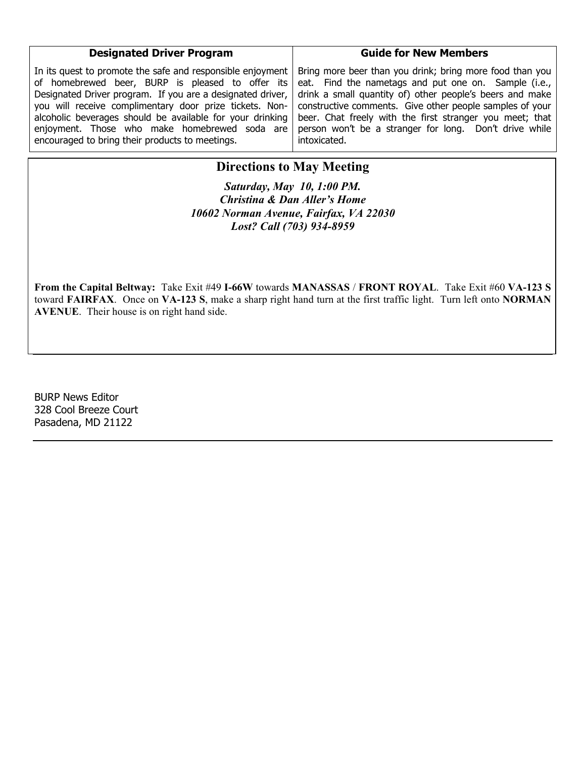| Designated Driver Program | Guide for New Members |
|---|---|
| In its quest to promote the safe and responsible enjoyment of homebrewed beer, BURP is pleased to offer its Designated Driver program. If you are a designated driver, you will receive complimentary door prize tickets. Non-alcoholic beverages should be available for your drinking enjoyment. Those who make homebrewed soda are encouraged to bring their products to meetings. | Bring more beer than you drink; bring more food than you eat. Find the nametags and put one on. Sample (i.e., drink a small quantity of) other people's beers and make constructive comments. Give other people samples of your beer. Chat freely with the first stranger you meet; that person won't be a stranger for long. Don't drive while intoxicated. |

## Directions to May Meeting

***Saturday, May 10, 1:00 PM.***
***Christina & Dan Aller's Home***
***10602 Norman Avenue, Fairfax, VA 22030***
***Lost? Call (703) 934-8959***

**From the Capital Beltway:** Take Exit #49 **I-66W** towards **MANASSAS** / **FRONT ROYAL**. Take Exit #60 **VA-123 S** toward **FAIRFAX**. Once on **VA-123 S**, make a sharp right hand turn at the first traffic light. Turn left onto **NORMAN AVENUE**. Their house is on right hand side.

BURP News Editor
328 Cool Breeze Court
Pasadena, MD 21122